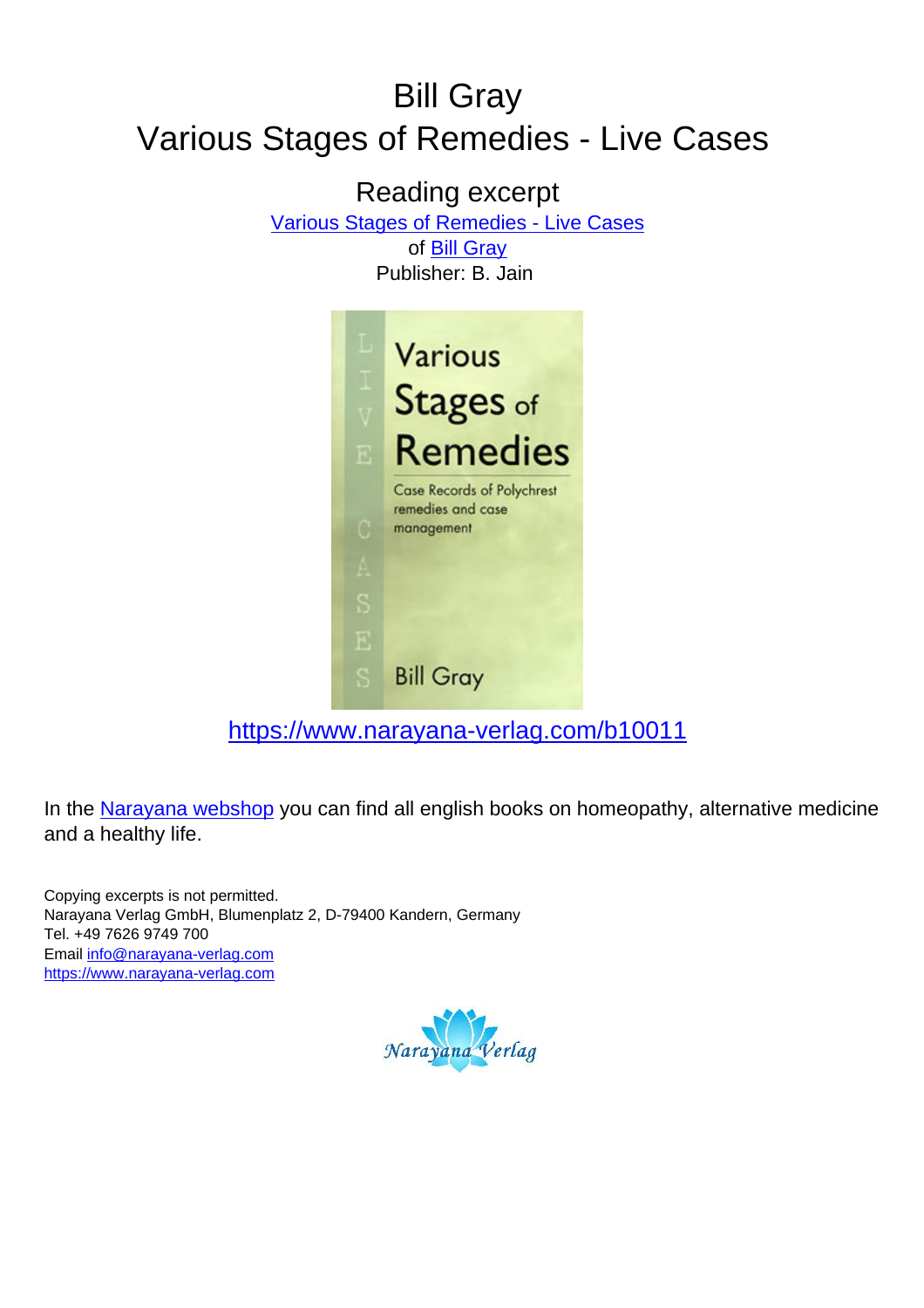# Bill Gray
# Various Stages of Remedies - Live Cases

## Reading excerpt

[Various Stages of Remedies - Live Cases](https://www.narayana-verlag.com/b10011)
of [Bill Gray](https://www.narayana-verlag.com)
Publisher: B. Jain

[https://www.narayana-verlag.com/b10011](https://www.narayana-verlag.com/b10011)

In the [Narayana webshop](https://www.narayana-verlag.com) you can find all english books on homeopathy, alternative medicine and a healthy life.

Copying excerpts is not permitted.
Narayana Verlag GmbH, Blumenplatz 2, D-79400 Kandern, Germany
Tel. +49 7626 9749 700
Email [info@narayana-verlag.com](mailto:info@narayana-verlag.com)
[https://www.narayana-verlag.com](https://www.narayana-verlag.com)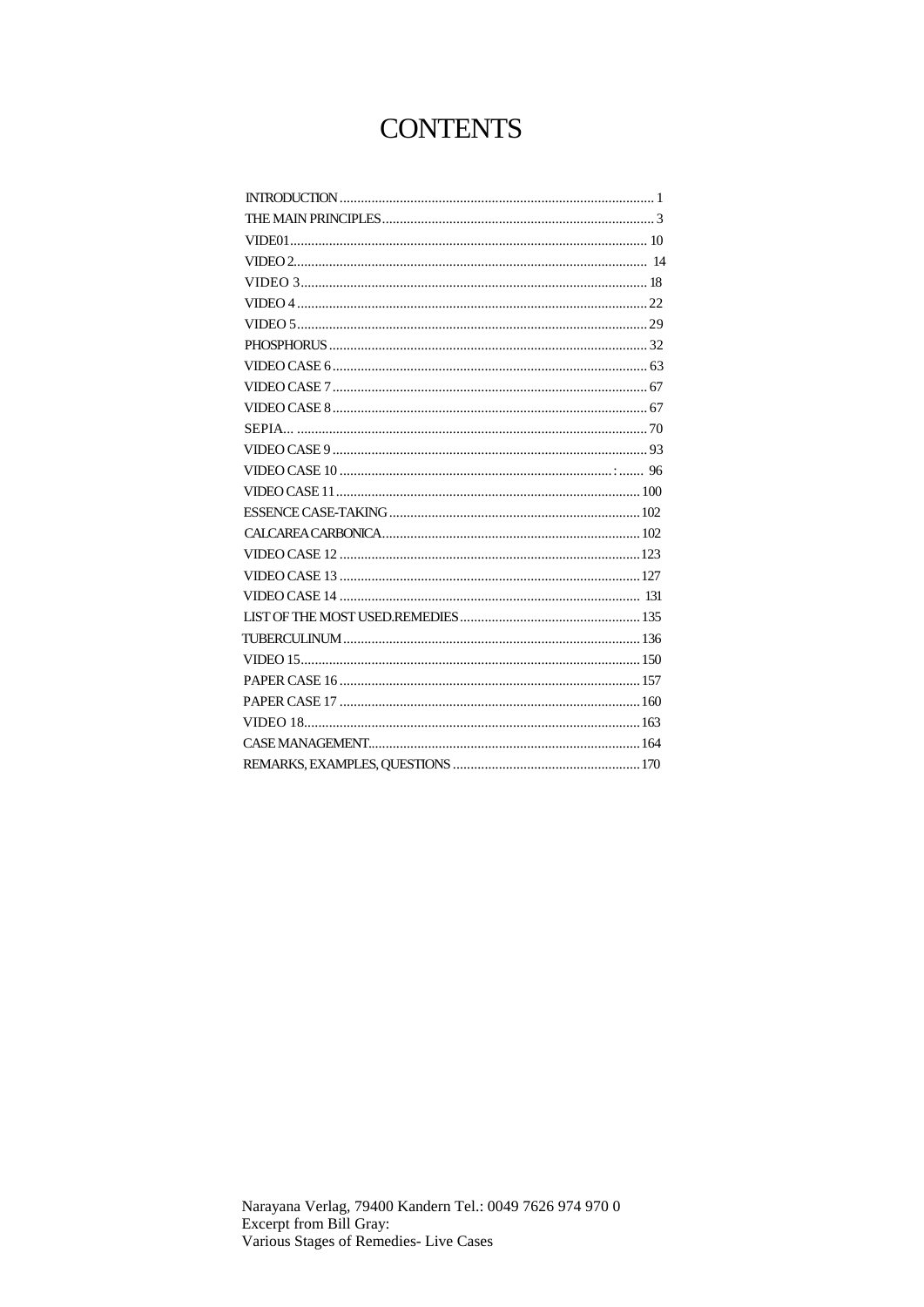# CONTENTS

| | |
|---|---|
| INTRODUCTION | 1 |
| THE MAIN PRINCIPLES | 3 |
| VIDE01 | 10 |
| VIDEO 2 | 14 |
| VIDEO 3 | 18 |
| VIDEO 4 | 22 |
| VIDEO 5 | 29 |
| PHOSPHORUS | 32 |
| VIDEO CASE 6 | 63 |
| VIDEO CASE 7 | 67 |
| VIDEO CASE 8 | 67 |
| SEPIA... | 70 |
| VIDEO CASE 9 | 93 |
| VIDEO CASE 10 | 96 |
| VIDEO CASE 11 | 100 |
| ESSENCE CASE-TAKING | 102 |
| CALCAREA CARBONICA | 102 |
| VIDEO CASE 12 | 123 |
| VIDEO CASE 13 | 127 |
| VIDEO CASE 14 | 131 |
| LIST OF THE MOST USED.REMEDIES | 135 |
| TUBERCULINUM | 136 |
| VIDEO 15 | 150 |
| PAPER CASE 16 | 157 |
| PAPER CASE 17 | 160 |
| VIDEO 18 | 163 |
| CASE MANAGEMENT | 164 |
| REMARKS, EXAMPLES, QUESTIONS | 170 |

Narayana Verlag, 79400 Kandern Tel.: 0049 7626 974 970 0
Excerpt from Bill Gray:
Various Stages of Remedies- Live Cases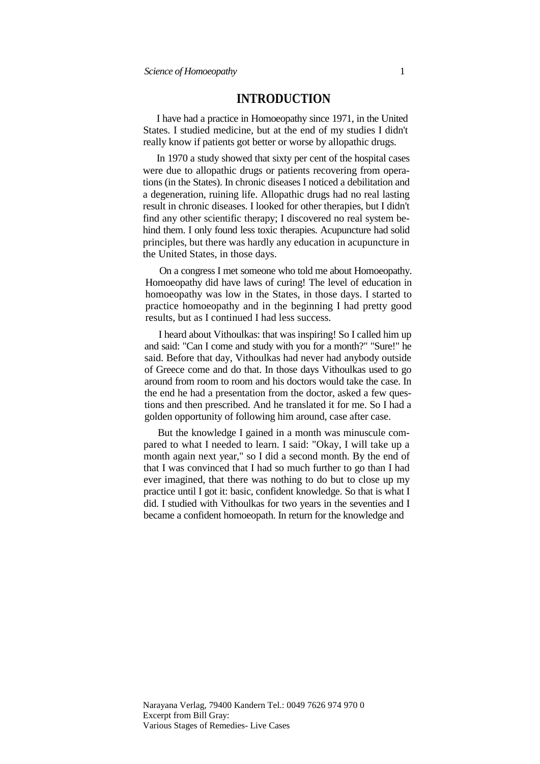# INTRODUCTION

I have had a practice in Homoeopathy since 1971, in the United States. I studied medicine, but at the end of my studies I didn't really know if patients got better or worse by allopathic drugs.

In 1970 a study showed that sixty per cent of the hospital cases were due to allopathic drugs or patients recovering from operations (in the States). In chronic diseases I noticed a debilitation and a degeneration, ruining life. Allopathic drugs had no real lasting result in chronic diseases. I looked for other therapies, but I didn't find any other scientific therapy; I discovered no real system behind them. I only found less toxic therapies. Acupuncture had solid principles, but there was hardly any education in acupuncture in the United States, in those days.

On a congress I met someone who told me about Homoeopathy. Homoeopathy did have laws of curing! The level of education in homoeopathy was low in the States, in those days. I started to practice homoeopathy and in the beginning I had pretty good results, but as I continued I had less success.

I heard about Vithoulkas: that was inspiring! So I called him up and said: "Can I come and study with you for a month?" "Sure!" he said. Before that day, Vithoulkas had never had anybody outside of Greece come and do that. In those days Vithoulkas used to go around from room to room and his doctors would take the case. In the end he had a presentation from the doctor, asked a few questions and then prescribed. And he translated it for me. So I had a golden opportunity of following him around, case after case.

But the knowledge I gained in a month was minuscule compared to what I needed to learn. I said: "Okay, I will take up a month again next year," so I did a second month. By the end of that I was convinced that I had so much further to go than I had ever imagined, that there was nothing to do but to close up my practice until I got it: basic, confident knowledge. So that is what I did. I studied with Vithoulkas for two years in the seventies and I became a confident homoeopath. In return for the knowledge and

Narayana Verlag, 79400 Kandern Tel.: 0049 7626 974 970 0
Excerpt from Bill Gray:
Various Stages of Remedies- Live Cases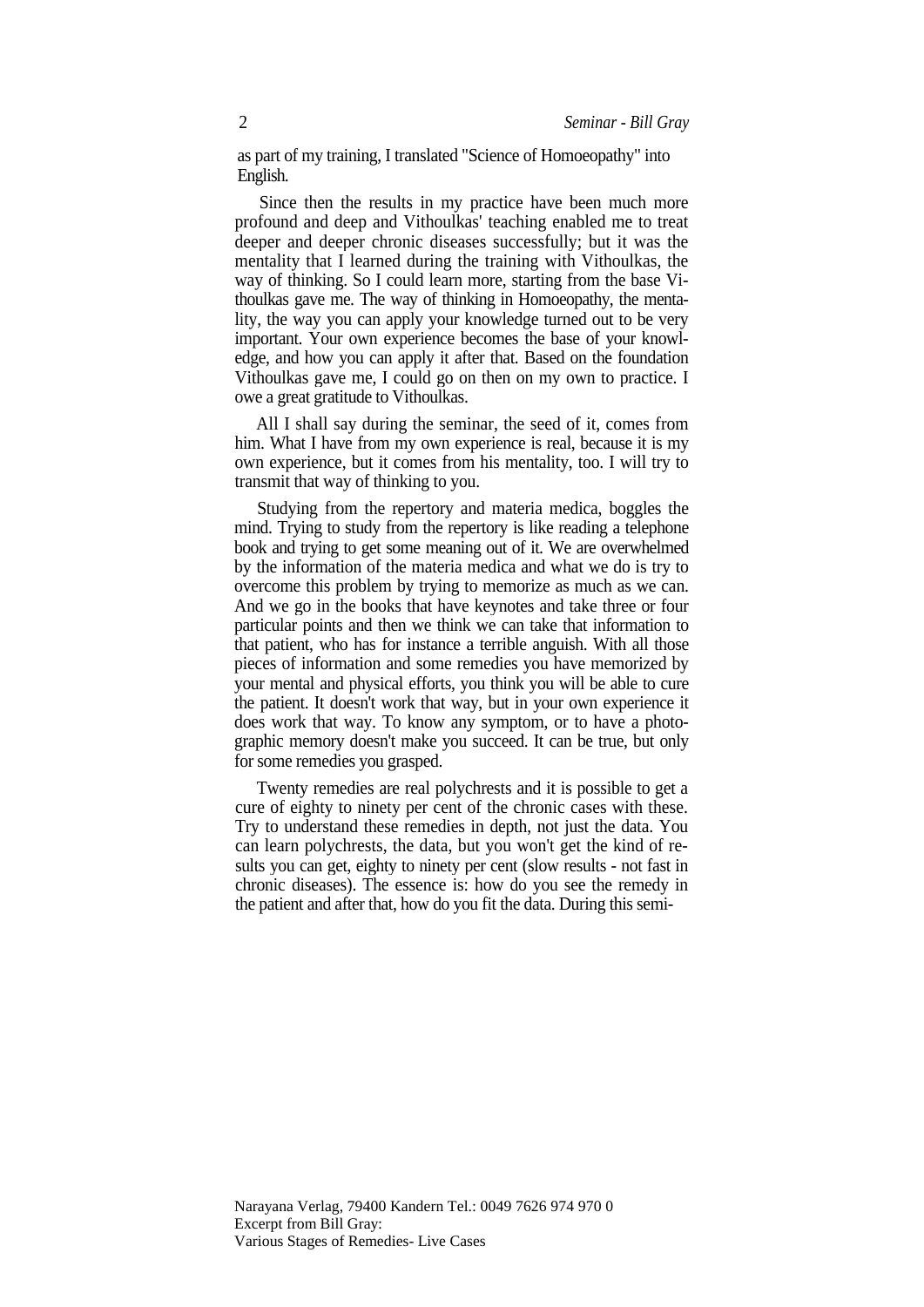as part of my training, I translated "Science of Homoeopathy" into English.

Since then the results in my practice have been much more profound and deep and Vithoulkas' teaching enabled me to treat deeper and deeper chronic diseases successfully; but it was the mentality that I learned during the training with Vithoulkas, the way of thinking. So I could learn more, starting from the base Vithoulkas gave me. The way of thinking in Homoeopathy, the mentality, the way you can apply your knowledge turned out to be very important. Your own experience becomes the base of your knowledge, and how you can apply it after that. Based on the foundation Vithoulkas gave me, I could go on then on my own to practice. I owe a great gratitude to Vithoulkas.

All I shall say during the seminar, the seed of it, comes from him. What I have from my own experience is real, because it is my own experience, but it comes from his mentality, too. I will try to transmit that way of thinking to you.

Studying from the repertory and materia medica, boggles the mind. Trying to study from the repertory is like reading a telephone book and trying to get some meaning out of it. We are overwhelmed by the information of the materia medica and what we do is try to overcome this problem by trying to memorize as much as we can. And we go in the books that have keynotes and take three or four particular points and then we think we can take that information to that patient, who has for instance a terrible anguish. With all those pieces of information and some remedies you have memorized by your mental and physical efforts, you think you will be able to cure the patient. It doesn't work that way, but in your own experience it does work that way. To know any symptom, or to have a photographic memory doesn't make you succeed. It can be true, but only for some remedies you grasped.

Twenty remedies are real polychrests and it is possible to get a cure of eighty to ninety per cent of the chronic cases with these. Try to understand these remedies in depth, not just the data. You can learn polychrests, the data, but you won't get the kind of results you can get, eighty to ninety per cent (slow results - not fast in chronic diseases). The essence is: how do you see the remedy in the patient and after that, how do you fit the data. During this semi-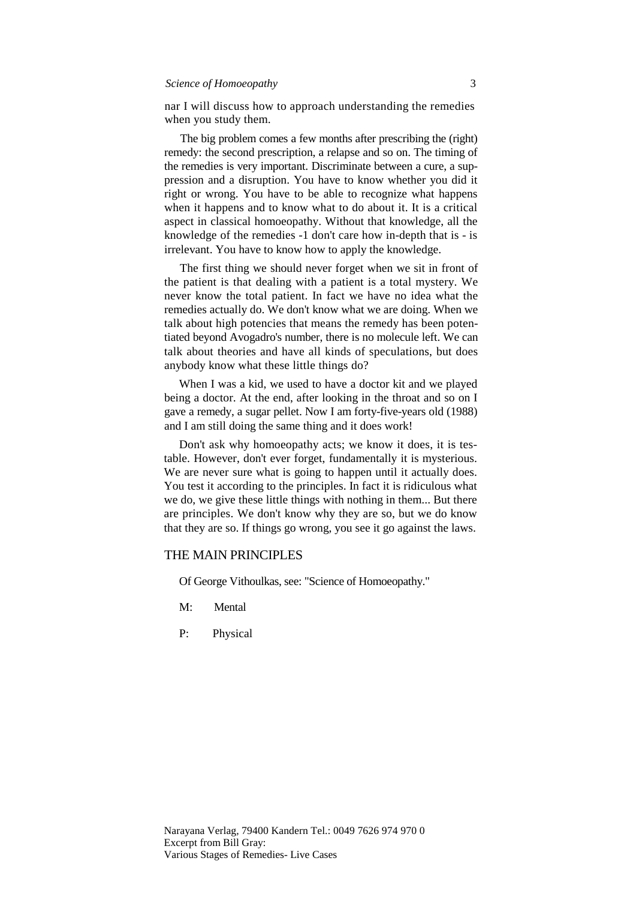nar I will discuss how to approach understanding the remedies when you study them.

The big problem comes a few months after prescribing the (right) remedy: the second prescription, a relapse and so on. The timing of the remedies is very important. Discriminate between a cure, a suppression and a disruption. You have to know whether you did it right or wrong. You have to be able to recognize what happens when it happens and to know what to do about it. It is a critical aspect in classical homoeopathy. Without that knowledge, all the knowledge of the remedies -1 don't care how in-depth that is - is irrelevant. You have to know how to apply the knowledge.

The first thing we should never forget when we sit in front of the patient is that dealing with a patient is a total mystery. We never know the total patient. In fact we have no idea what the remedies actually do. We don't know what we are doing. When we talk about high potencies that means the remedy has been potentiated beyond Avogadro's number, there is no molecule left. We can talk about theories and have all kinds of speculations, but does anybody know what these little things do?

When I was a kid, we used to have a doctor kit and we played being a doctor. At the end, after looking in the throat and so on I gave a remedy, a sugar pellet. Now I am forty-five-years old (1988) and I am still doing the same thing and it does work!

Don't ask why homoeopathy acts; we know it does, it is testable. However, don't ever forget, fundamentally it is mysterious. We are never sure what is going to happen until it actually does. You test it according to the principles. In fact it is ridiculous what we do, we give these little things with nothing in them... But there are principles. We don't know why they are so, but we do know that they are so. If things go wrong, you see it go against the laws.

## THE MAIN PRINCIPLES

Of George Vithoulkas, see: "Science of Homoeopathy."

M: Mental

P: Physical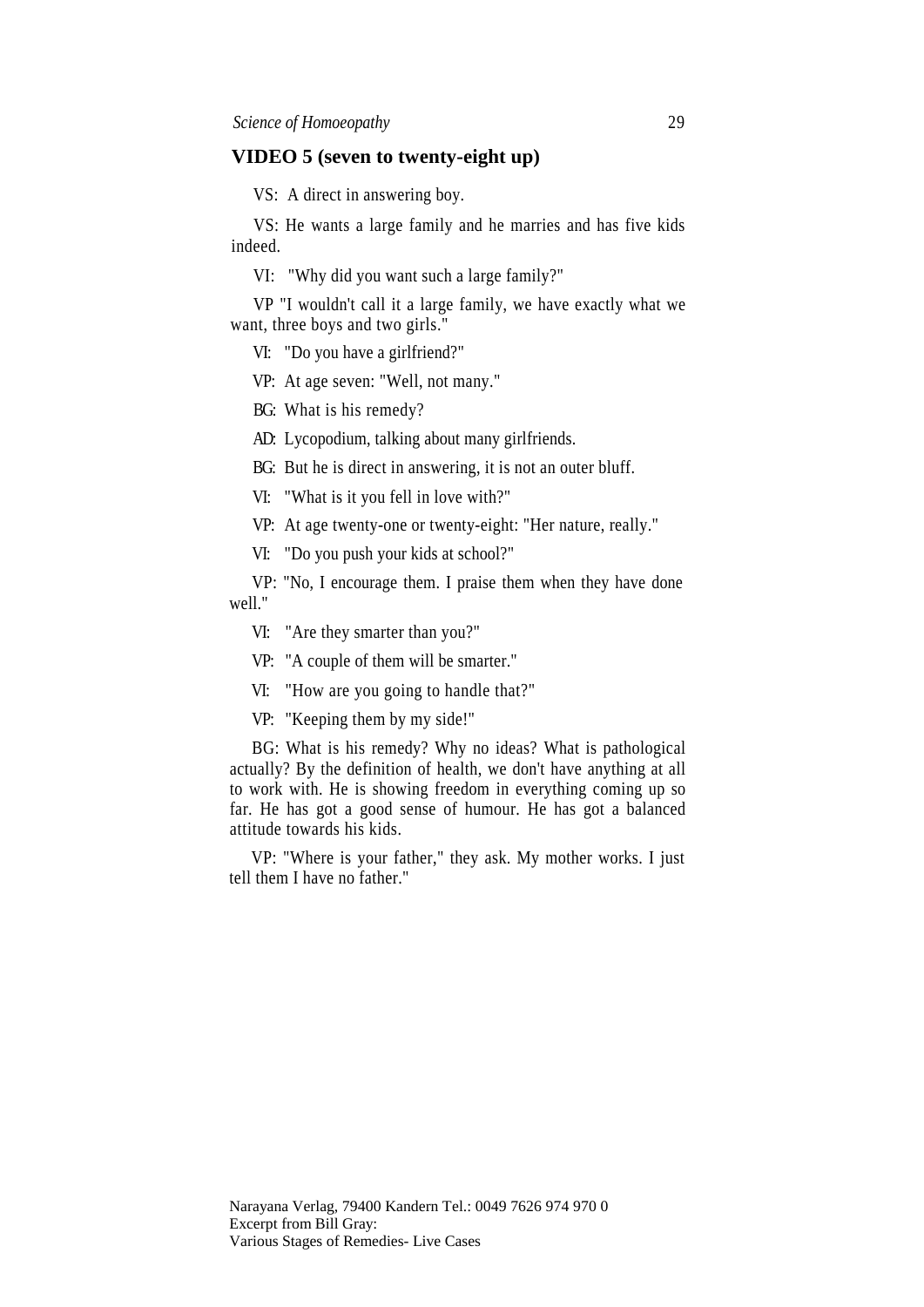## VIDEO 5 (seven to twenty-eight up)

VS: A direct in answering boy.

VS: He wants a large family and he marries and has five kids indeed.

VI: "Why did you want such a large family?"

VP "I wouldn't call it a large family, we have exactly what we want, three boys and two girls."

VI: "Do you have a girlfriend?"

VP: At age seven: "Well, not many."

BG: What is his remedy?

AD: Lycopodium, talking about many girlfriends.

BG: But he is direct in answering, it is not an outer bluff.

VI: "What is it you fell in love with?"

VP: At age twenty-one or twenty-eight: "Her nature, really."

VI: "Do you push your kids at school?"

VP: "No, I encourage them. I praise them when they have done well."

VI: "Are they smarter than you?"

VP: "A couple of them will be smarter."

VI: "How are you going to handle that?"

VP: "Keeping them by my side!"

BG: What is his remedy? Why no ideas? What is pathological actually? By the definition of health, we don't have anything at all to work with. He is showing freedom in everything coming up so far. He has got a good sense of humour. He has got a balanced attitude towards his kids.

VP: "Where is your father," they ask. My mother works. I just tell them I have no father."

Narayana Verlag, 79400 Kandern Tel.: 0049 7626 974 970 0
Excerpt from Bill Gray:
Various Stages of Remedies- Live Cases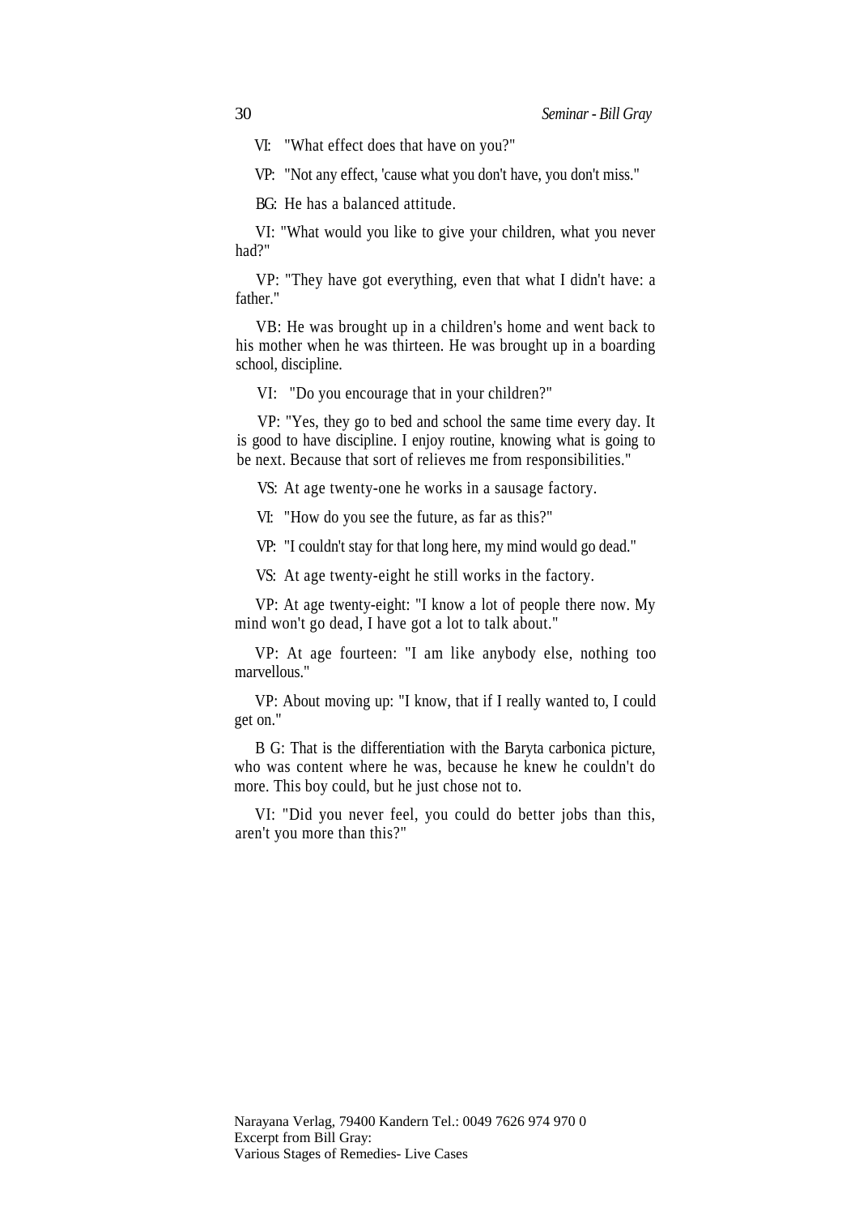VI: "What effect does that have on you?"

VP: "Not any effect, 'cause what you don't have, you don't miss."

BG: He has a balanced attitude.

VI: "What would you like to give your children, what you never had?"

VP: "They have got everything, even that what I didn't have: a father."

VB: He was brought up in a children's home and went back to his mother when he was thirteen. He was brought up in a boarding school, discipline.

VI: "Do you encourage that in your children?"

VP: "Yes, they go to bed and school the same time every day. It is good to have discipline. I enjoy routine, knowing what is going to be next. Because that sort of relieves me from responsibilities."

VS: At age twenty-one he works in a sausage factory.

VI: "How do you see the future, as far as this?"

VP: "I couldn't stay for that long here, my mind would go dead."

VS: At age twenty-eight he still works in the factory.

VP: At age twenty-eight: "I know a lot of people there now. My mind won't go dead, I have got a lot to talk about."

VP: At age fourteen: "I am like anybody else, nothing too marvellous."

VP: About moving up: "I know, that if I really wanted to, I could get on."

B G: That is the differentiation with the Baryta carbonica picture, who was content where he was, because he knew he couldn't do more. This boy could, but he just chose not to.

VI: "Did you never feel, you could do better jobs than this, aren't you more than this?"

Narayana Verlag, 79400 Kandern Tel.: 0049 7626 974 970 0
Excerpt from Bill Gray:
Various Stages of Remedies- Live Cases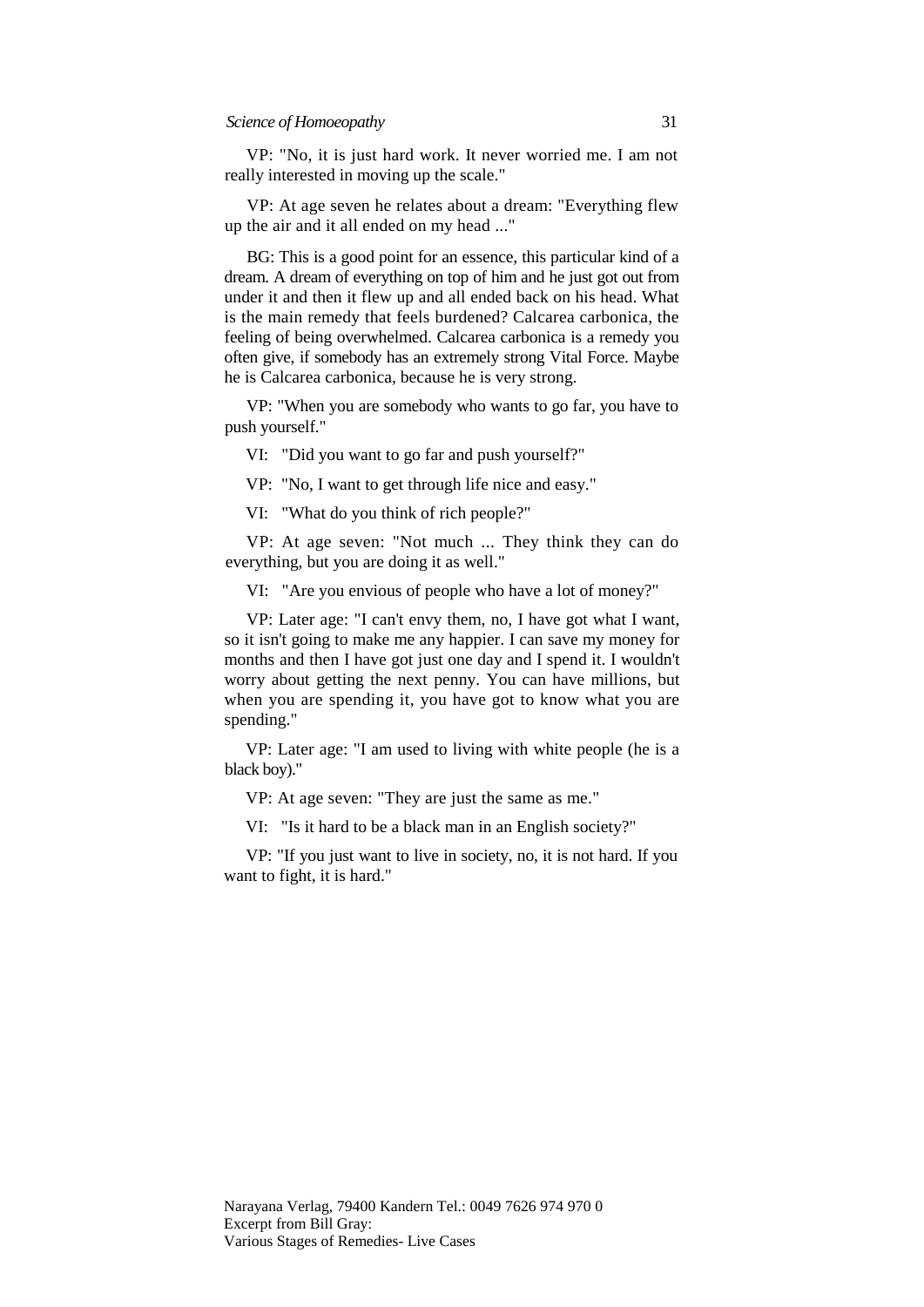VP: "No, it is just hard work. It never worried me. I am not really interested in moving up the scale."

VP: At age seven he relates about a dream: "Everything flew up the air and it all ended on my head ..."

BG: This is a good point for an essence, this particular kind of a dream. A dream of everything on top of him and he just got out from under it and then it flew up and all ended back on his head. What is the main remedy that feels burdened? Calcarea carbonica, the feeling of being overwhelmed. Calcarea carbonica is a remedy you often give, if somebody has an extremely strong Vital Force. Maybe he is Calcarea carbonica, because he is very strong.

VP: "When you are somebody who wants to go far, you have to push yourself."

VI: "Did you want to go far and push yourself?"

VP: "No, I want to get through life nice and easy."

VI: "What do you think of rich people?"

VP: At age seven: "Not much ... They think they can do everything, but you are doing it as well."

VI: "Are you envious of people who have a lot of money?"

VP: Later age: "I can't envy them, no, I have got what I want, so it isn't going to make me any happier. I can save my money for months and then I have got just one day and I spend it. I wouldn't worry about getting the next penny. You can have millions, but when you are spending it, you have got to know what you are spending."

VP: Later age: "I am used to living with white people (he is a black boy)."

VP: At age seven: "They are just the same as me."

VI: "Is it hard to be a black man in an English society?"

VP: "If you just want to live in society, no, it is not hard. If you want to fight, it is hard."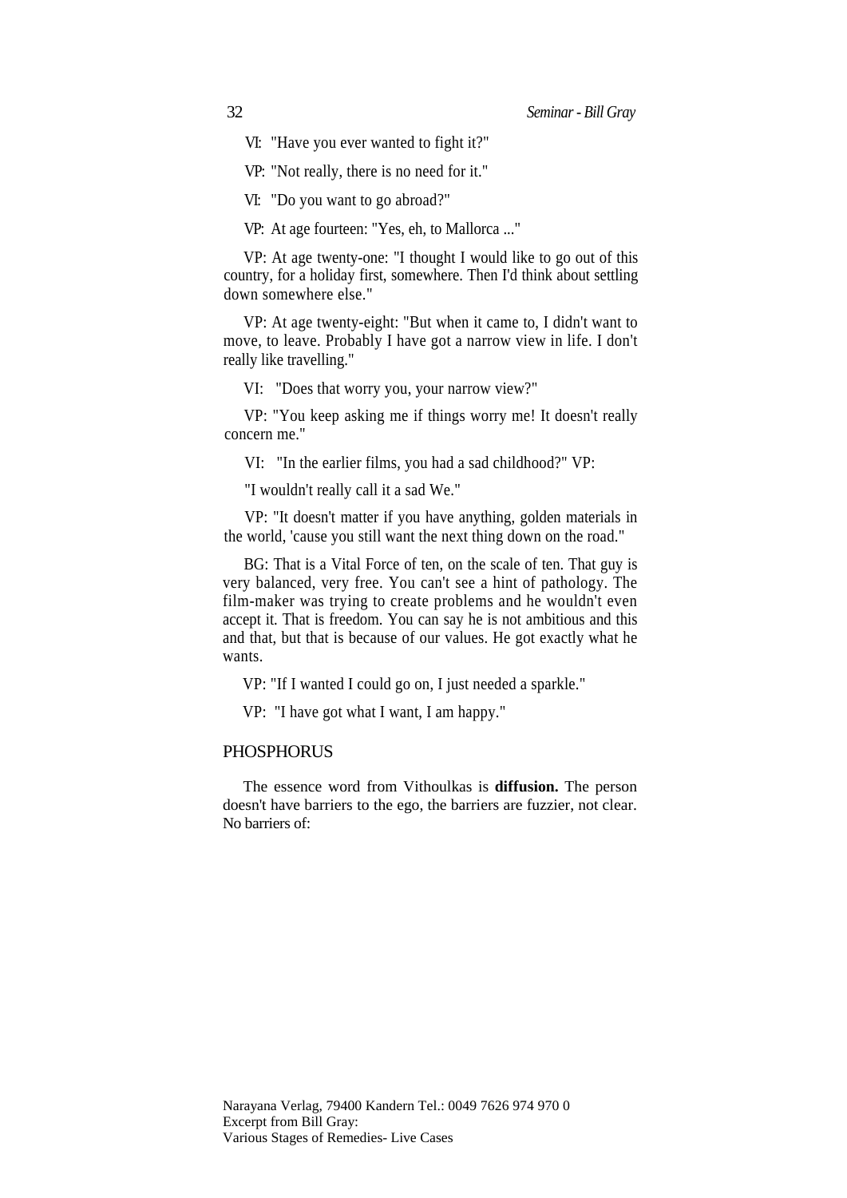VI: "Have you ever wanted to fight it?"

VP: "Not really, there is no need for it."

VI: "Do you want to go abroad?"

VP: At age fourteen: "Yes, eh, to Mallorca ..."

VP: At age twenty-one: "I thought I would like to go out of this country, for a holiday first, somewhere. Then I'd think about settling down somewhere else."

VP: At age twenty-eight: "But when it came to, I didn't want to move, to leave. Probably I have got a narrow view in life. I don't really like travelling."

VI: "Does that worry you, your narrow view?"

VP: "You keep asking me if things worry me! It doesn't really concern me."

VI: "In the earlier films, you had a sad childhood?" VP:

"I wouldn't really call it a sad We."

VP: "It doesn't matter if you have anything, golden materials in the world, 'cause you still want the next thing down on the road."

BG: That is a Vital Force of ten, on the scale of ten. That guy is very balanced, very free. You can't see a hint of pathology. The film-maker was trying to create problems and he wouldn't even accept it. That is freedom. You can say he is not ambitious and this and that, but that is because of our values. He got exactly what he wants.

VP: "If I wanted I could go on, I just needed a sparkle."

VP: "I have got what I want, I am happy."

## PHOSPHORUS

The essence word from Vithoulkas is **diffusion.** The person doesn't have barriers to the ego, the barriers are fuzzier, not clear. No barriers of: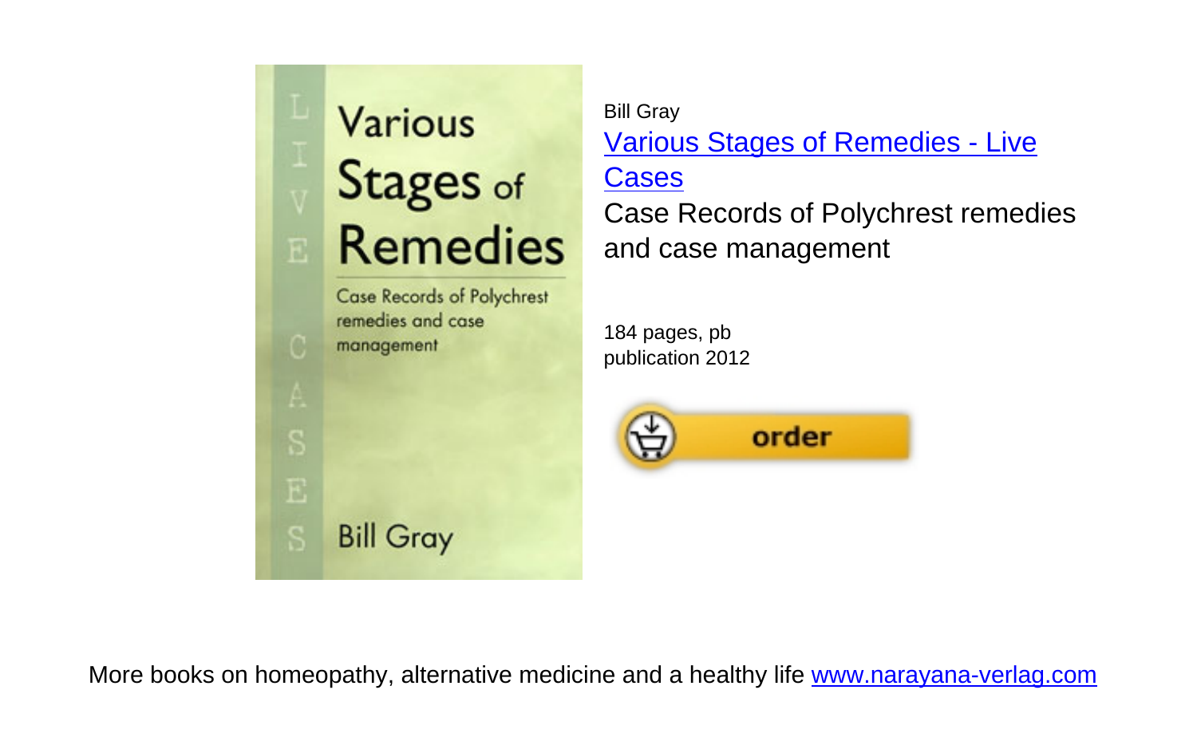Bill Gray
[Various Stages of Remedies - Live Cases](#)
Case Records of Polychrest remedies and case management

184 pages, pb
publication 2012

order

More books on homeopathy, alternative medicine and a healthy life [www.narayana-verlag.com](http://www.narayana-verlag.com)